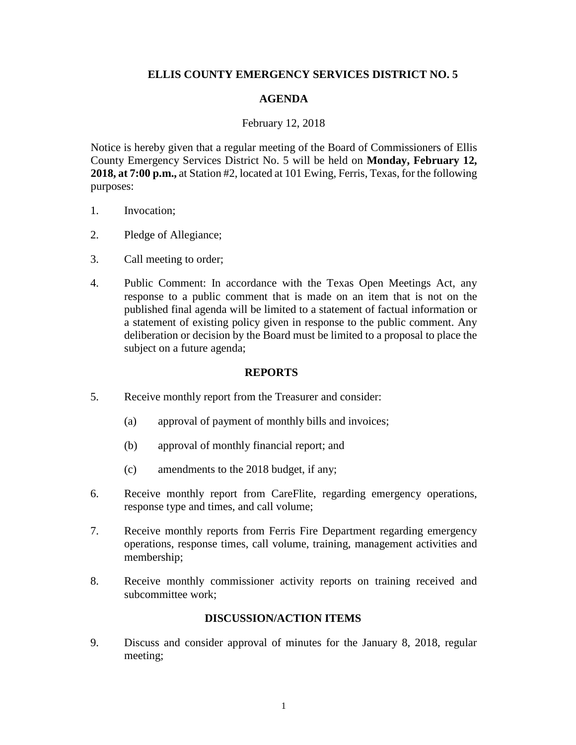# ELLIS COUNTY EMERGENCY SERVICES DISTRICT NO. 5

## AGENDA

February 12, 2018

Notice is hereby given that a regular meeting of the Board of Commissioners of Ellis County Emergency Services District No. 5 will be held on **Monday, February 12, 2018, at 7:00 p.m.,** at Station #2, located at 101 Ewing, Ferris, Texas, for the following purposes:

1. Invocation;

2. Pledge of Allegiance;

3. Call meeting to order;

4. Public Comment: In accordance with the Texas Open Meetings Act, any response to a public comment that is made on an item that is not on the published final agenda will be limited to a statement of factual information or a statement of existing policy given in response to the public comment. Any deliberation or decision by the Board must be limited to a proposal to place the subject on a future agenda;

### REPORTS

5. Receive monthly report from the Treasurer and consider:

   (a) approval of payment of monthly bills and invoices;

   (b) approval of monthly financial report; and

   (c) amendments to the 2018 budget, if any;

6. Receive monthly report from CareFlite, regarding emergency operations, response type and times, and call volume;

7. Receive monthly reports from Ferris Fire Department regarding emergency operations, response times, call volume, training, management activities and membership;

8. Receive monthly commissioner activity reports on training received and subcommittee work;

### DISCUSSION/ACTION ITEMS

9. Discuss and consider approval of minutes for the January 8, 2018, regular meeting;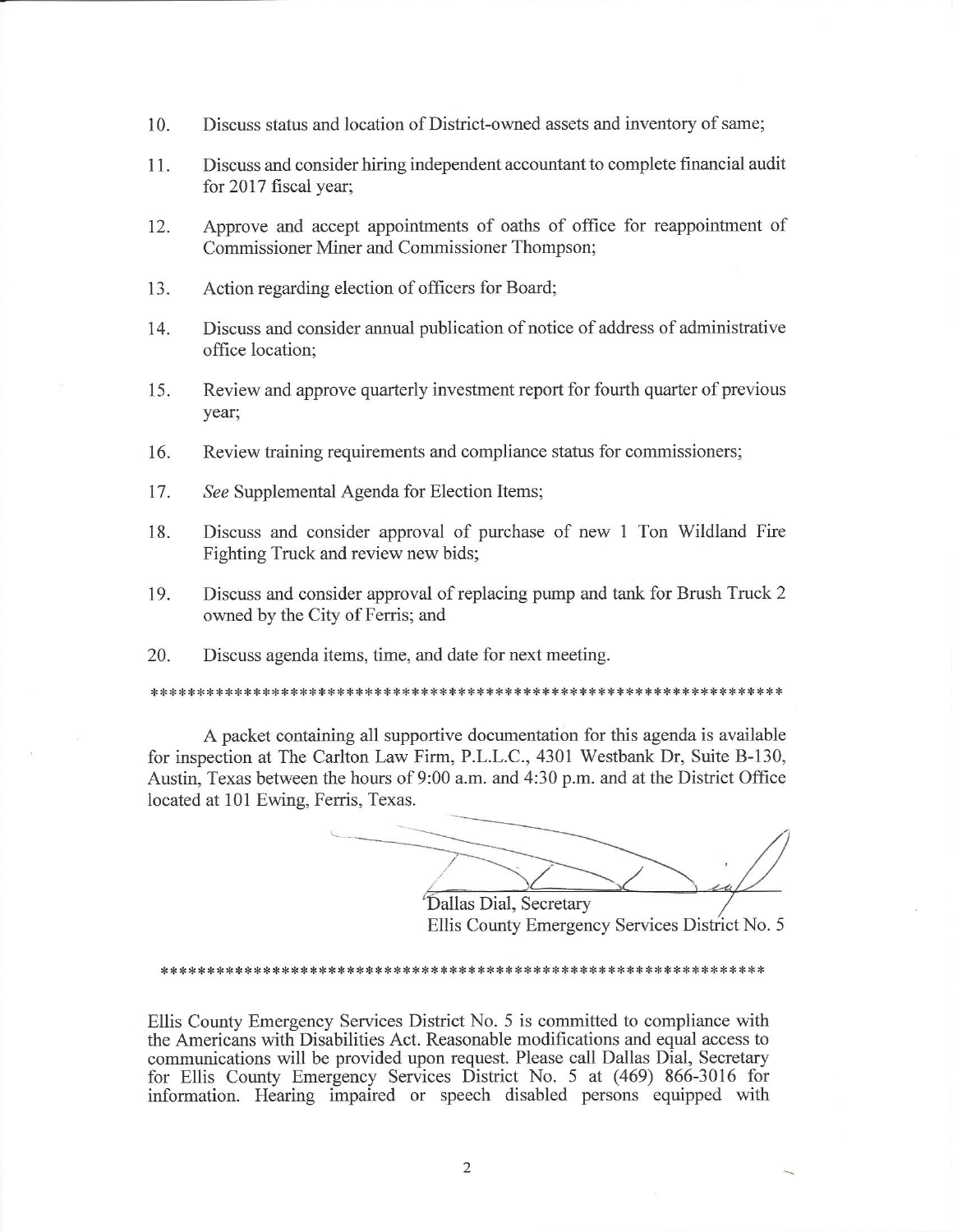10. Discuss status and location of District-owned assets and inventory of same;

11. Discuss and consider hiring independent accountant to complete financial audit for 2017 fiscal year;

12. Approve and accept appointments of oaths of office for reappointment of Commissioner Miner and Commissioner Thompson;

13. Action regarding election of officers for Board;

14. Discuss and consider annual publication of notice of address of administrative office location;

15. Review and approve quarterly investment report for fourth quarter of previous year;

16. Review training requirements and compliance status for commissioners;

17. *See* Supplemental Agenda for Election Items;

18. Discuss and consider approval of purchase of new 1 Ton Wildland Fire Fighting Truck and review new bids;

19. Discuss and consider approval of replacing pump and tank for Brush Truck 2 owned by the City of Ferris; and

20. Discuss agenda items, time, and date for next meeting.

*******************************************************************

A packet containing all supportive documentation for this agenda is available for inspection at The Carlton Law Firm, P.L.L.C., 4301 Westbank Dr, Suite B-130, Austin, Texas between the hours of 9:00 a.m. and 4:30 p.m. and at the District Office located at 101 Ewing, Ferris, Texas.

Dallas Dial, Secretary
Ellis County Emergency Services District No. 5

*******************************************************************

Ellis County Emergency Services District No. 5 is committed to compliance with the Americans with Disabilities Act. Reasonable modifications and equal access to communications will be provided upon request. Please call Dallas Dial, Secretary for Ellis County Emergency Services District No. 5 at (469) 866-3016 for information. Hearing impaired or speech disabled persons equipped with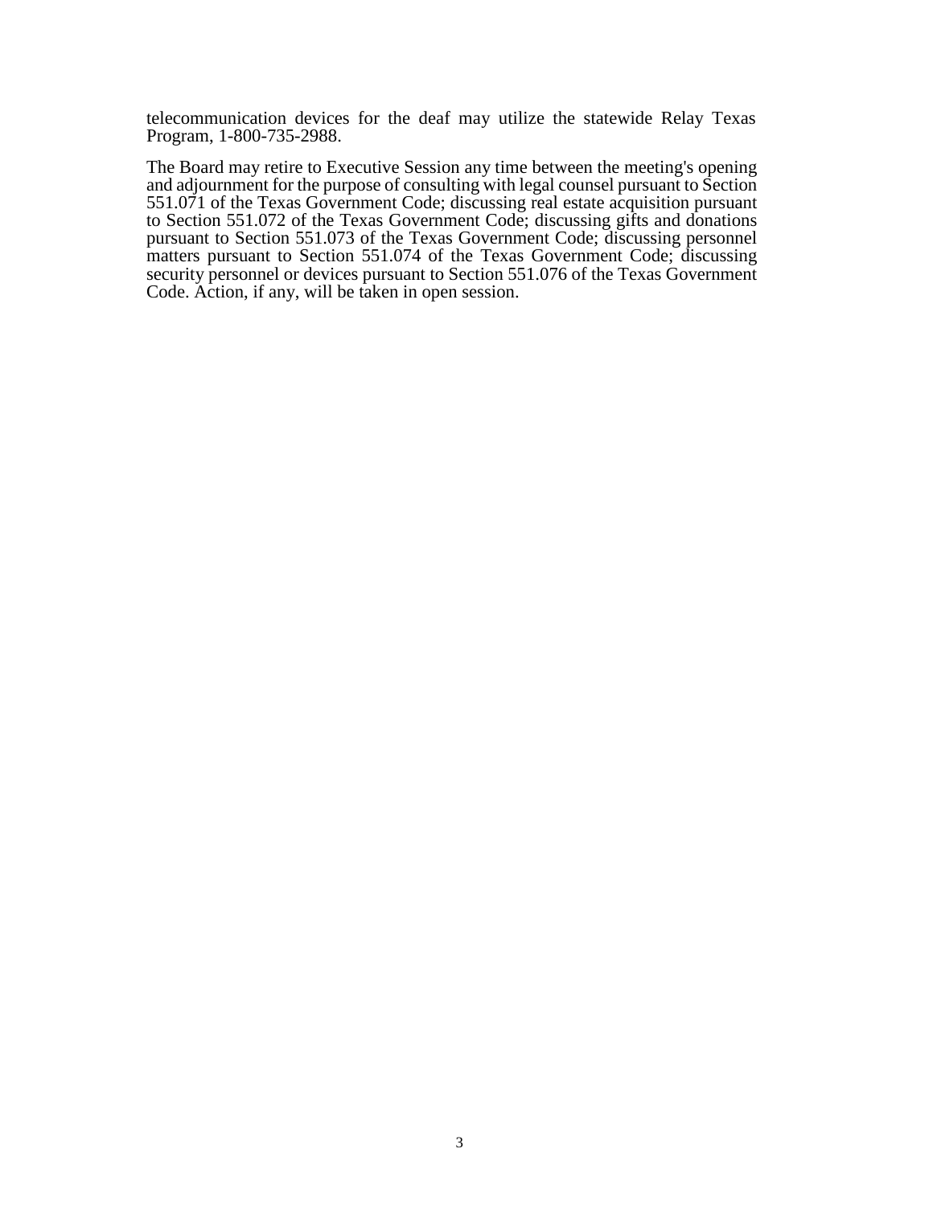telecommunication devices for the deaf may utilize the statewide Relay Texas Program, 1-800-735-2988.

The Board may retire to Executive Session any time between the meeting's opening and adjournment for the purpose of consulting with legal counsel pursuant to Section 551.071 of the Texas Government Code; discussing real estate acquisition pursuant to Section 551.072 of the Texas Government Code; discussing gifts and donations pursuant to Section 551.073 of the Texas Government Code; discussing personnel matters pursuant to Section 551.074 of the Texas Government Code; discussing security personnel or devices pursuant to Section 551.076 of the Texas Government Code. Action, if any, will be taken in open session.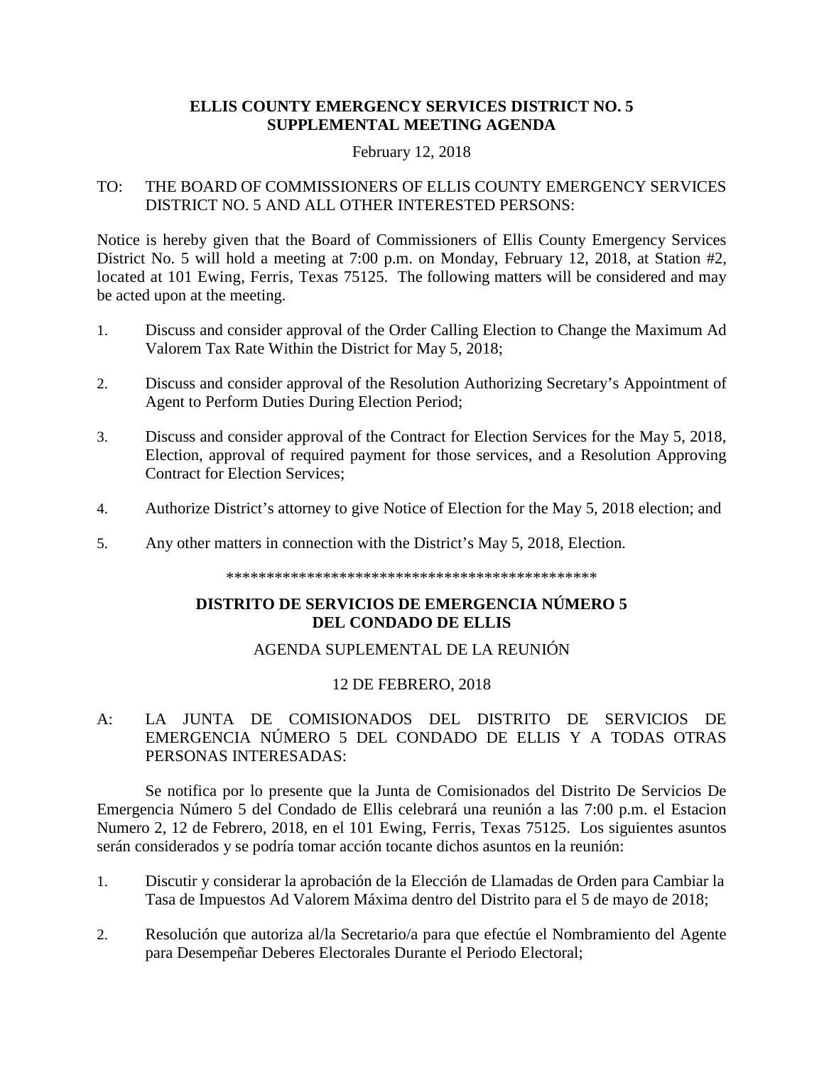**ELLIS COUNTY EMERGENCY SERVICES DISTRICT NO. 5**
**SUPPLEMENTAL MEETING AGENDA**

February 12, 2018

TO: THE BOARD OF COMMISSIONERS OF ELLIS COUNTY EMERGENCY SERVICES DISTRICT NO. 5 AND ALL OTHER INTERESTED PERSONS:

Notice is hereby given that the Board of Commissioners of Ellis County Emergency Services District No. 5 will hold a meeting at 7:00 p.m. on Monday, February 12, 2018, at Station #2, located at 101 Ewing, Ferris, Texas 75125. The following matters will be considered and may be acted upon at the meeting.

1. Discuss and consider approval of the Order Calling Election to Change the Maximum Ad Valorem Tax Rate Within the District for May 5, 2018;

2. Discuss and consider approval of the Resolution Authorizing Secretary's Appointment of Agent to Perform Duties During Election Period;

3. Discuss and consider approval of the Contract for Election Services for the May 5, 2018, Election, approval of required payment for those services, and a Resolution Approving Contract for Election Services;

4. Authorize District's attorney to give Notice of Election for the May 5, 2018 election; and

5. Any other matters in connection with the District's May 5, 2018, Election.

\*\*\*\*\*\*\*\*\*\*\*\*\*\*\*\*\*\*\*\*\*\*\*\*\*\*\*\*\*\*\*\*\*\*\*\*\*\*\*\*\*\*\*\*\*\*\*\*

**DISTRITO DE SERVICIOS DE EMERGENCIA NÚMERO 5**
**DEL CONDADO DE ELLIS**

AGENDA SUPLEMENTAL DE LA REUNIÓN

12 DE FEBRERO, 2018

A: LA JUNTA DE COMISIONADOS DEL DISTRITO DE SERVICIOS DE EMERGENCIA NÚMERO 5 DEL CONDADO DE ELLIS Y A TODAS OTRAS PERSONAS INTERESADAS:

Se notifica por lo presente que la Junta de Comisionados del Distrito De Servicios De Emergencia Número 5 del Condado de Ellis celebrará una reunión a las 7:00 p.m. el Estacion Numero 2, 12 de Febrero, 2018, en el 101 Ewing, Ferris, Texas 75125. Los siguientes asuntos serán considerados y se podría tomar acción tocante dichos asuntos en la reunión:

1. Discutir y considerar la aprobación de la Elección de Llamadas de Orden para Cambiar la Tasa de Impuestos Ad Valorem Máxima dentro del Distrito para el 5 de mayo de 2018;

2. Resolución que autoriza al/la Secretario/a para que efectúe el Nombramiento del Agente para Desempeñar Deberes Electorales Durante el Periodo Electoral;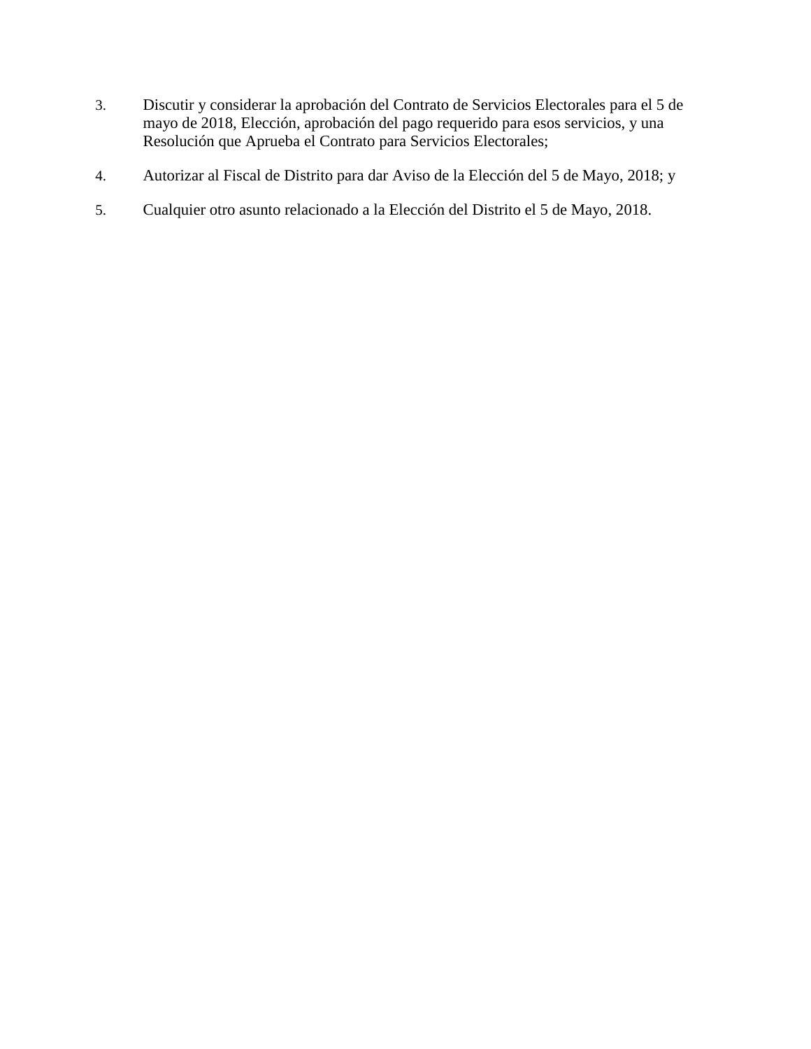3. Discutir y considerar la aprobación del Contrato de Servicios Electorales para el 5 de mayo de 2018, Elección, aprobación del pago requerido para esos servicios, y una Resolución que Aprueba el Contrato para Servicios Electorales;

4. Autorizar al Fiscal de Distrito para dar Aviso de la Elección del 5 de Mayo, 2018; y

5. Cualquier otro asunto relacionado a la Elección del Distrito el 5 de Mayo, 2018.